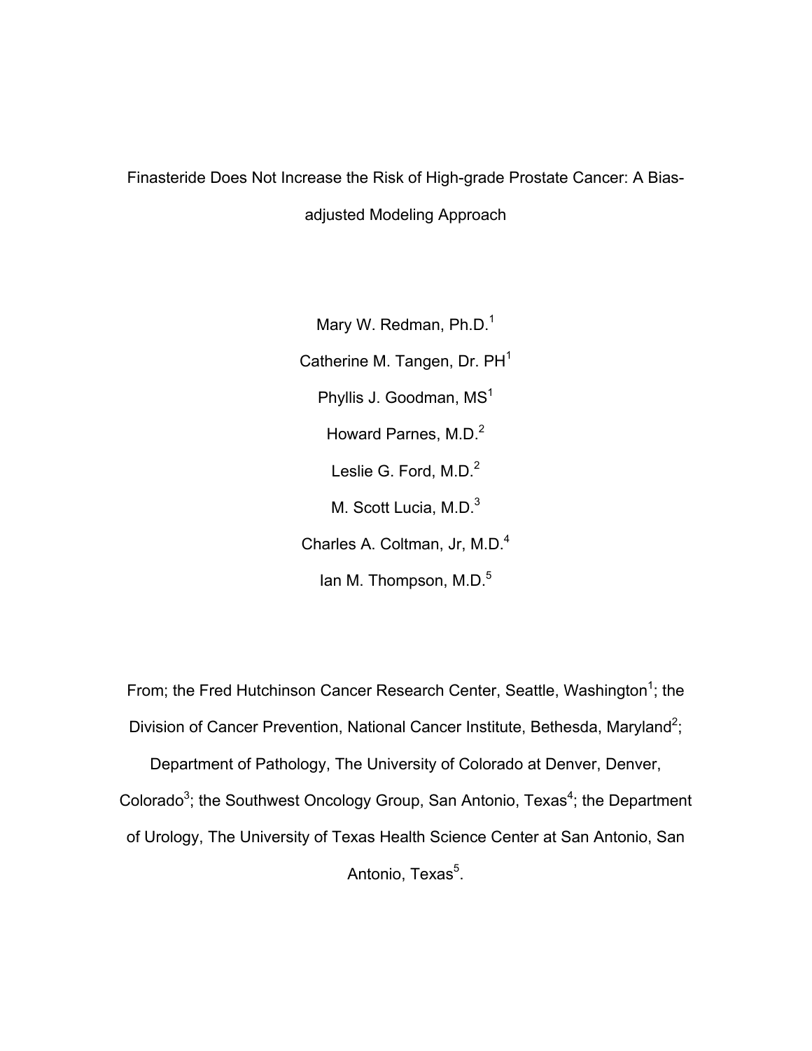# Finasteride Does Not Increase the Risk of High-grade Prostate Cancer: A Bias-adjusted Modeling Approach

Mary W. Redman, Ph.D.[1]

Catherine M. Tangen, Dr. PH[1]

Phyllis J. Goodman, MS[1]

Howard Parnes, M.D.[2]

Leslie G. Ford, M.D.[2]

M. Scott Lucia, M.D.[3]

Charles A. Coltman, Jr, M.D.[4]

Ian M. Thompson, M.D.[5]

From; the Fred Hutchinson Cancer Research Center, Seattle, Washington[1]; the Division of Cancer Prevention, National Cancer Institute, Bethesda, Maryland[2]; Department of Pathology, The University of Colorado at Denver, Denver, Colorado[3]; the Southwest Oncology Group, San Antonio, Texas[4]; the Department of Urology, The University of Texas Health Science Center at San Antonio, San Antonio, Texas[5].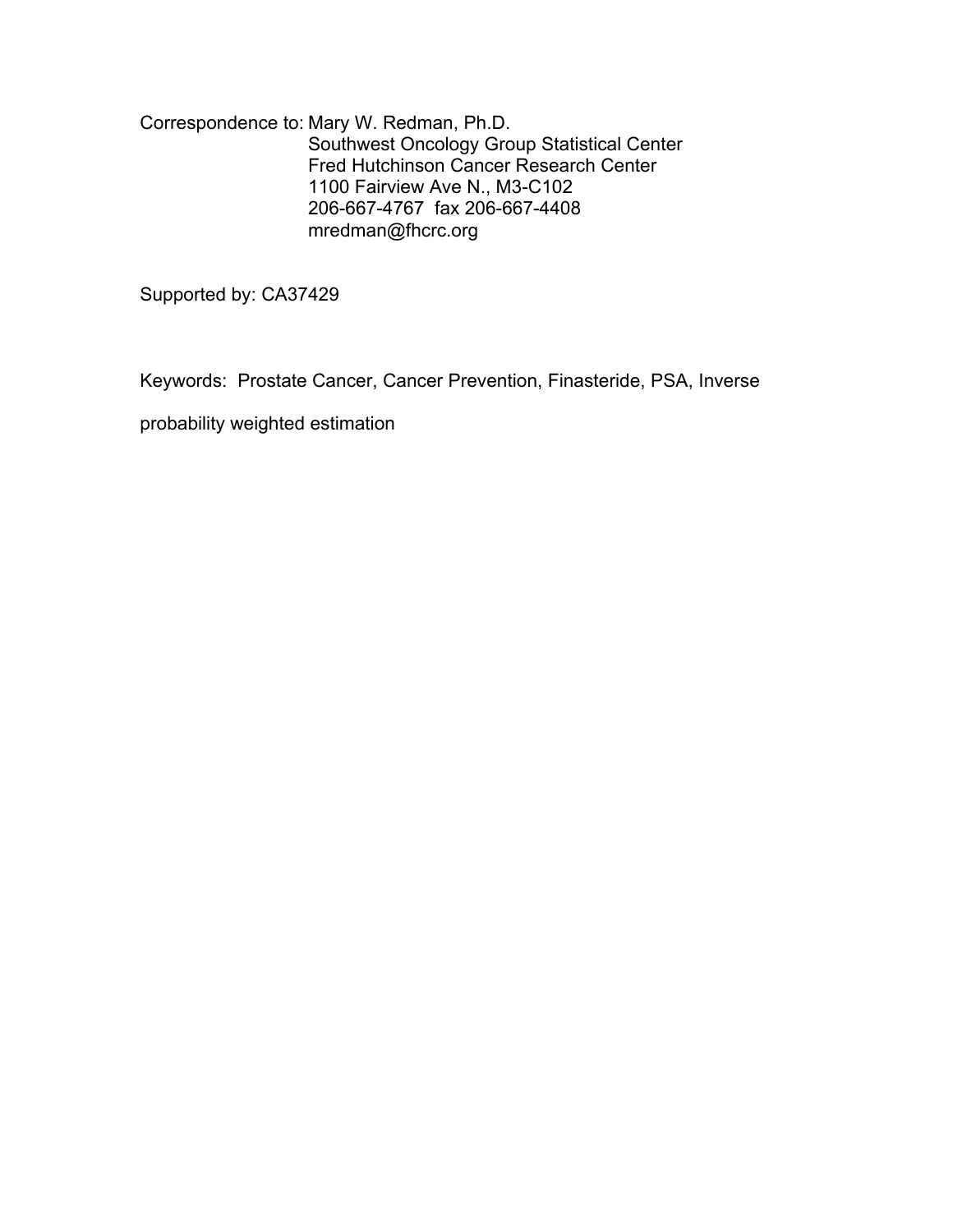Correspondence to: Mary W. Redman, Ph.D.
Southwest Oncology Group Statistical Center
Fred Hutchinson Cancer Research Center
1100 Fairview Ave N., M3-C102
206-667-4767 fax 206-667-4408
mredman@fhcrc.org

Supported by: CA37429

Keywords: Prostate Cancer, Cancer Prevention, Finasteride, PSA, Inverse probability weighted estimation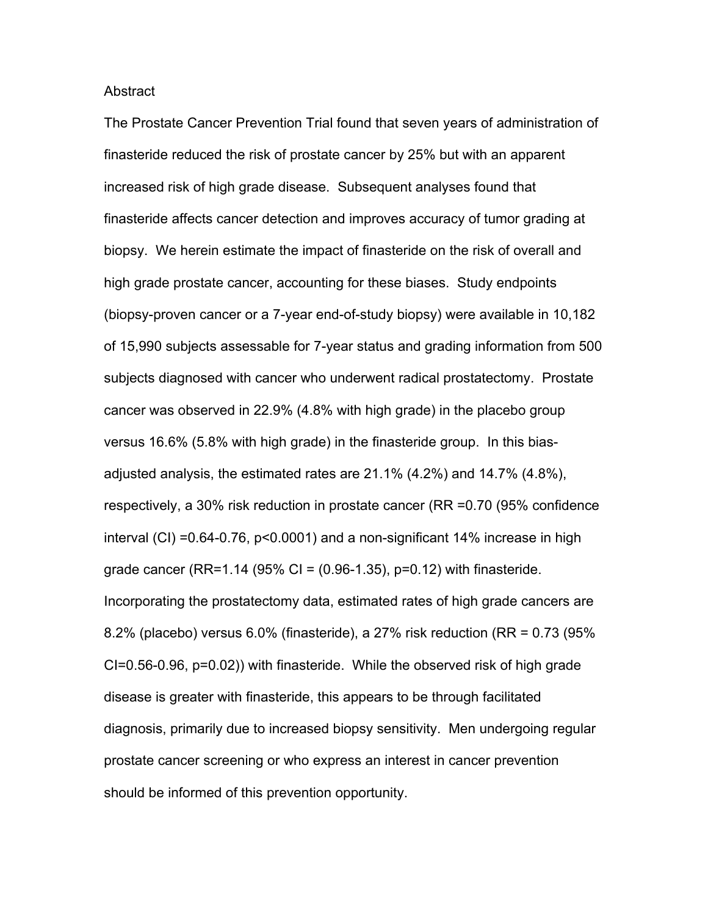## Abstract

The Prostate Cancer Prevention Trial found that seven years of administration of finasteride reduced the risk of prostate cancer by 25% but with an apparent increased risk of high grade disease. Subsequent analyses found that finasteride affects cancer detection and improves accuracy of tumor grading at biopsy. We herein estimate the impact of finasteride on the risk of overall and high grade prostate cancer, accounting for these biases. Study endpoints (biopsy-proven cancer or a 7-year end-of-study biopsy) were available in 10,182 of 15,990 subjects assessable for 7-year status and grading information from 500 subjects diagnosed with cancer who underwent radical prostatectomy. Prostate cancer was observed in 22.9% (4.8% with high grade) in the placebo group versus 16.6% (5.8% with high grade) in the finasteride group. In this bias-adjusted analysis, the estimated rates are 21.1% (4.2%) and 14.7% (4.8%), respectively, a 30% risk reduction in prostate cancer (RR =0.70 (95% confidence interval (CI) =0.64-0.76, $p<0.0001$) and a non-significant 14% increase in high grade cancer (RR=1.14 (95% CI = (0.96-1.35), $p=0.12$) with finasteride. Incorporating the prostatectomy data, estimated rates of high grade cancers are 8.2% (placebo) versus 6.0% (finasteride), a 27% risk reduction (RR = 0.73 (95% CI=0.56-0.96, $p=0.02$)) with finasteride. While the observed risk of high grade disease is greater with finasteride, this appears to be through facilitated diagnosis, primarily due to increased biopsy sensitivity. Men undergoing regular prostate cancer screening or who express an interest in cancer prevention should be informed of this prevention opportunity.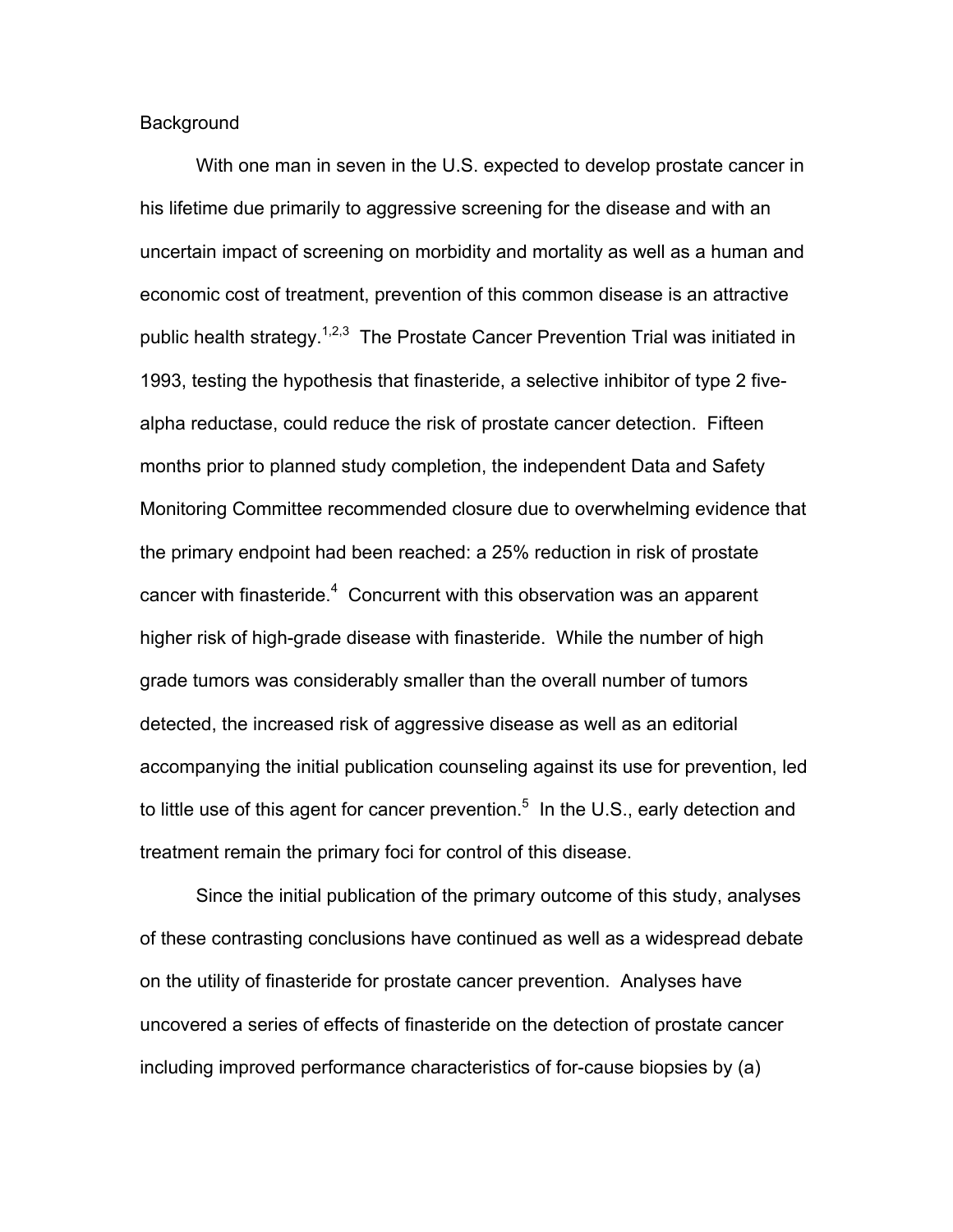## Background

With one man in seven in the U.S. expected to develop prostate cancer in his lifetime due primarily to aggressive screening for the disease and with an uncertain impact of screening on morbidity and mortality as well as a human and economic cost of treatment, prevention of this common disease is an attractive public health strategy.[1,2,3] The Prostate Cancer Prevention Trial was initiated in 1993, testing the hypothesis that finasteride, a selective inhibitor of type 2 five-alpha reductase, could reduce the risk of prostate cancer detection. Fifteen months prior to planned study completion, the independent Data and Safety Monitoring Committee recommended closure due to overwhelming evidence that the primary endpoint had been reached: a 25% reduction in risk of prostate cancer with finasteride.[4] Concurrent with this observation was an apparent higher risk of high-grade disease with finasteride. While the number of high grade tumors was considerably smaller than the overall number of tumors detected, the increased risk of aggressive disease as well as an editorial accompanying the initial publication counseling against its use for prevention, led to little use of this agent for cancer prevention.[5] In the U.S., early detection and treatment remain the primary foci for control of this disease.

Since the initial publication of the primary outcome of this study, analyses of these contrasting conclusions have continued as well as a widespread debate on the utility of finasteride for prostate cancer prevention. Analyses have uncovered a series of effects of finasteride on the detection of prostate cancer including improved performance characteristics of for-cause biopsies by (a)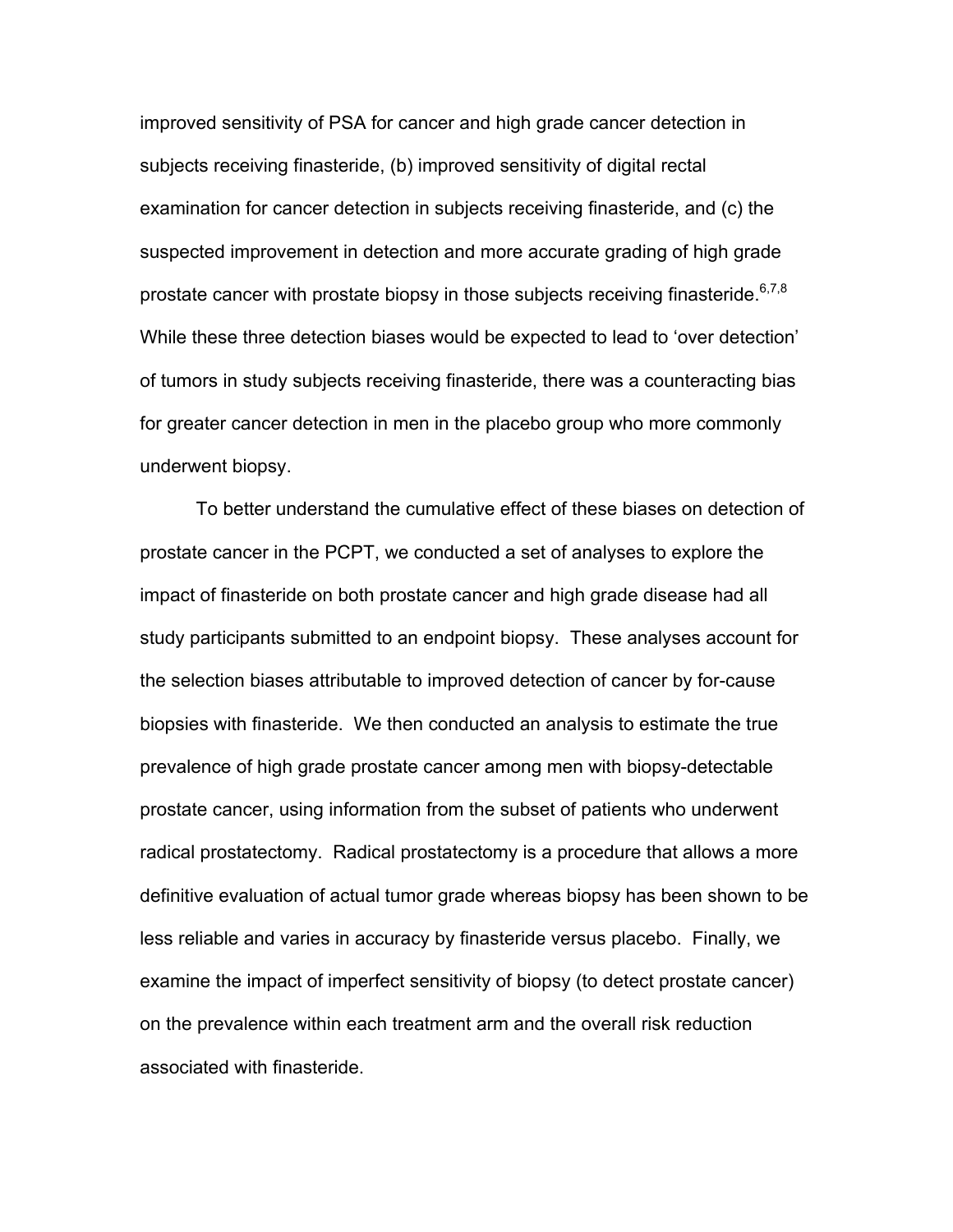improved sensitivity of PSA for cancer and high grade cancer detection in subjects receiving finasteride, (b) improved sensitivity of digital rectal examination for cancer detection in subjects receiving finasteride, and (c) the suspected improvement in detection and more accurate grading of high grade prostate cancer with prostate biopsy in those subjects receiving finasteride.[6,7,8] While these three detection biases would be expected to lead to 'over detection' of tumors in study subjects receiving finasteride, there was a counteracting bias for greater cancer detection in men in the placebo group who more commonly underwent biopsy.

To better understand the cumulative effect of these biases on detection of prostate cancer in the PCPT, we conducted a set of analyses to explore the impact of finasteride on both prostate cancer and high grade disease had all study participants submitted to an endpoint biopsy. These analyses account for the selection biases attributable to improved detection of cancer by for-cause biopsies with finasteride. We then conducted an analysis to estimate the true prevalence of high grade prostate cancer among men with biopsy-detectable prostate cancer, using information from the subset of patients who underwent radical prostatectomy. Radical prostatectomy is a procedure that allows a more definitive evaluation of actual tumor grade whereas biopsy has been shown to be less reliable and varies in accuracy by finasteride versus placebo. Finally, we examine the impact of imperfect sensitivity of biopsy (to detect prostate cancer) on the prevalence within each treatment arm and the overall risk reduction associated with finasteride.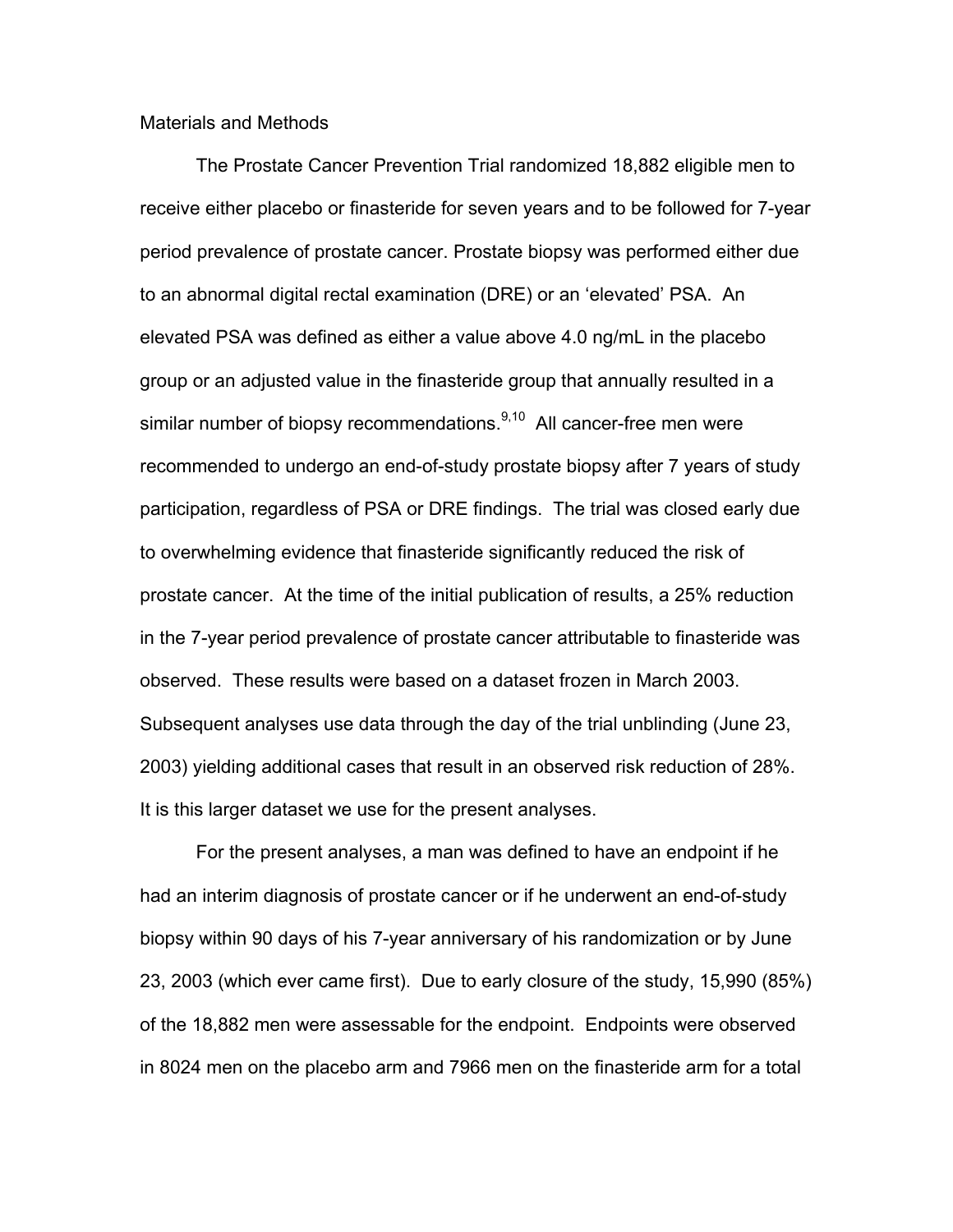## Materials and Methods

The Prostate Cancer Prevention Trial randomized 18,882 eligible men to receive either placebo or finasteride for seven years and to be followed for 7-year period prevalence of prostate cancer. Prostate biopsy was performed either due to an abnormal digital rectal examination (DRE) or an 'elevated' PSA. An elevated PSA was defined as either a value above 4.0 ng/mL in the placebo group or an adjusted value in the finasteride group that annually resulted in a similar number of biopsy recommendations.[9,10] All cancer-free men were recommended to undergo an end-of-study prostate biopsy after 7 years of study participation, regardless of PSA or DRE findings. The trial was closed early due to overwhelming evidence that finasteride significantly reduced the risk of prostate cancer. At the time of the initial publication of results, a 25% reduction in the 7-year period prevalence of prostate cancer attributable to finasteride was observed. These results were based on a dataset frozen in March 2003. Subsequent analyses use data through the day of the trial unblinding (June 23, 2003) yielding additional cases that result in an observed risk reduction of 28%. It is this larger dataset we use for the present analyses.

For the present analyses, a man was defined to have an endpoint if he had an interim diagnosis of prostate cancer or if he underwent an end-of-study biopsy within 90 days of his 7-year anniversary of his randomization or by June 23, 2003 (which ever came first). Due to early closure of the study, 15,990 (85%) of the 18,882 men were assessable for the endpoint. Endpoints were observed in 8024 men on the placebo arm and 7966 men on the finasteride arm for a total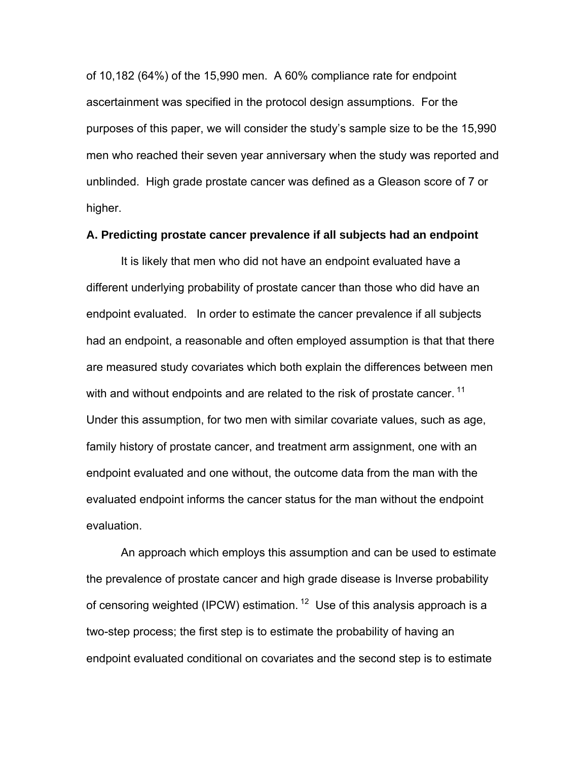of 10,182 (64%) of the 15,990 men. A 60% compliance rate for endpoint ascertainment was specified in the protocol design assumptions. For the purposes of this paper, we will consider the study's sample size to be the 15,990 men who reached their seven year anniversary when the study was reported and unblinded. High grade prostate cancer was defined as a Gleason score of 7 or higher.

**A. Predicting prostate cancer prevalence if all subjects had an endpoint**

It is likely that men who did not have an endpoint evaluated have a different underlying probability of prostate cancer than those who did have an endpoint evaluated. In order to estimate the cancer prevalence if all subjects had an endpoint, a reasonable and often employed assumption is that that there are measured study covariates which both explain the differences between men with and without endpoints and are related to the risk of prostate cancer. [11] Under this assumption, for two men with similar covariate values, such as age, family history of prostate cancer, and treatment arm assignment, one with an endpoint evaluated and one without, the outcome data from the man with the evaluated endpoint informs the cancer status for the man without the endpoint evaluation.

An approach which employs this assumption and can be used to estimate the prevalence of prostate cancer and high grade disease is Inverse probability of censoring weighted (IPCW) estimation. [12] Use of this analysis approach is a two-step process; the first step is to estimate the probability of having an endpoint evaluated conditional on covariates and the second step is to estimate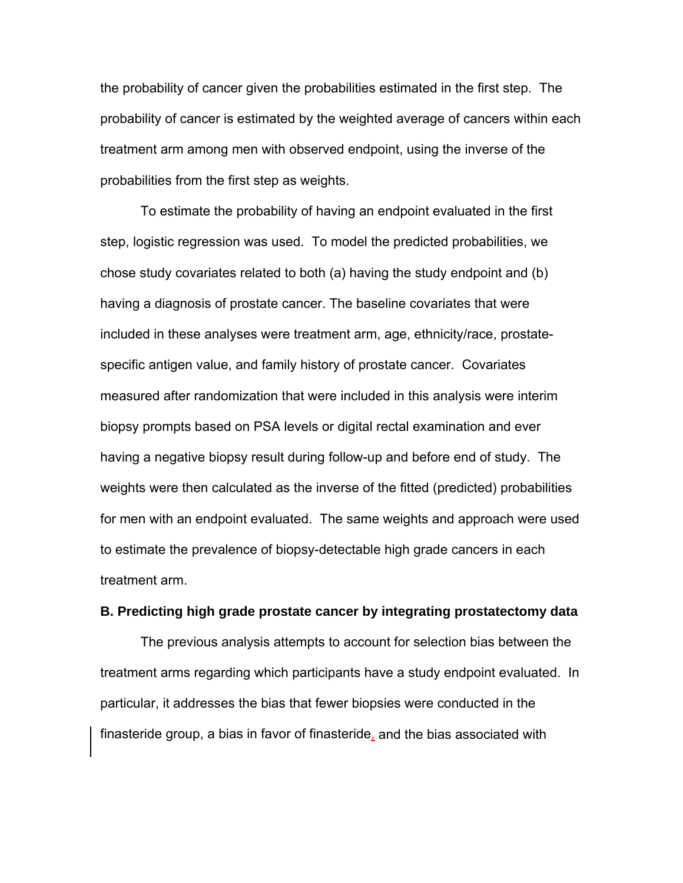the probability of cancer given the probabilities estimated in the first step. The probability of cancer is estimated by the weighted average of cancers within each treatment arm among men with observed endpoint, using the inverse of the probabilities from the first step as weights.

To estimate the probability of having an endpoint evaluated in the first step, logistic regression was used. To model the predicted probabilities, we chose study covariates related to both (a) having the study endpoint and (b) having a diagnosis of prostate cancer. The baseline covariates that were included in these analyses were treatment arm, age, ethnicity/race, prostate-specific antigen value, and family history of prostate cancer. Covariates measured after randomization that were included in this analysis were interim biopsy prompts based on PSA levels or digital rectal examination and ever having a negative biopsy result during follow-up and before end of study. The weights were then calculated as the inverse of the fitted (predicted) probabilities for men with an endpoint evaluated. The same weights and approach were used to estimate the prevalence of biopsy-detectable high grade cancers in each treatment arm.

**B. Predicting high grade prostate cancer by integrating prostatectomy data**

The previous analysis attempts to account for selection bias between the treatment arms regarding which participants have a study endpoint evaluated. In particular, it addresses the bias that fewer biopsies were conducted in the finasteride group, a bias in favor of finasteride, and the bias associated with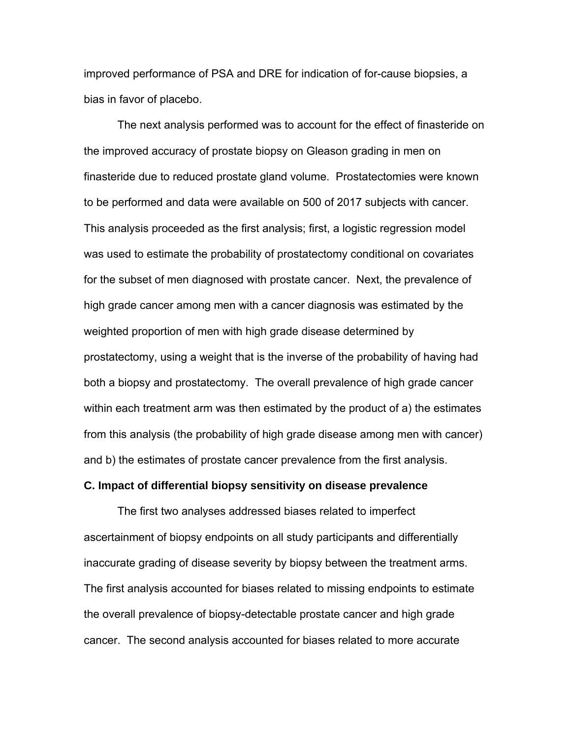improved performance of PSA and DRE for indication of for-cause biopsies, a bias in favor of placebo.

The next analysis performed was to account for the effect of finasteride on the improved accuracy of prostate biopsy on Gleason grading in men on finasteride due to reduced prostate gland volume. Prostatectomies were known to be performed and data were available on 500 of 2017 subjects with cancer. This analysis proceeded as the first analysis; first, a logistic regression model was used to estimate the probability of prostatectomy conditional on covariates for the subset of men diagnosed with prostate cancer. Next, the prevalence of high grade cancer among men with a cancer diagnosis was estimated by the weighted proportion of men with high grade disease determined by prostatectomy, using a weight that is the inverse of the probability of having had both a biopsy and prostatectomy. The overall prevalence of high grade cancer within each treatment arm was then estimated by the product of a) the estimates from this analysis (the probability of high grade disease among men with cancer) and b) the estimates of prostate cancer prevalence from the first analysis.

**C. Impact of differential biopsy sensitivity on disease prevalence**

The first two analyses addressed biases related to imperfect ascertainment of biopsy endpoints on all study participants and differentially inaccurate grading of disease severity by biopsy between the treatment arms. The first analysis accounted for biases related to missing endpoints to estimate the overall prevalence of biopsy-detectable prostate cancer and high grade cancer. The second analysis accounted for biases related to more accurate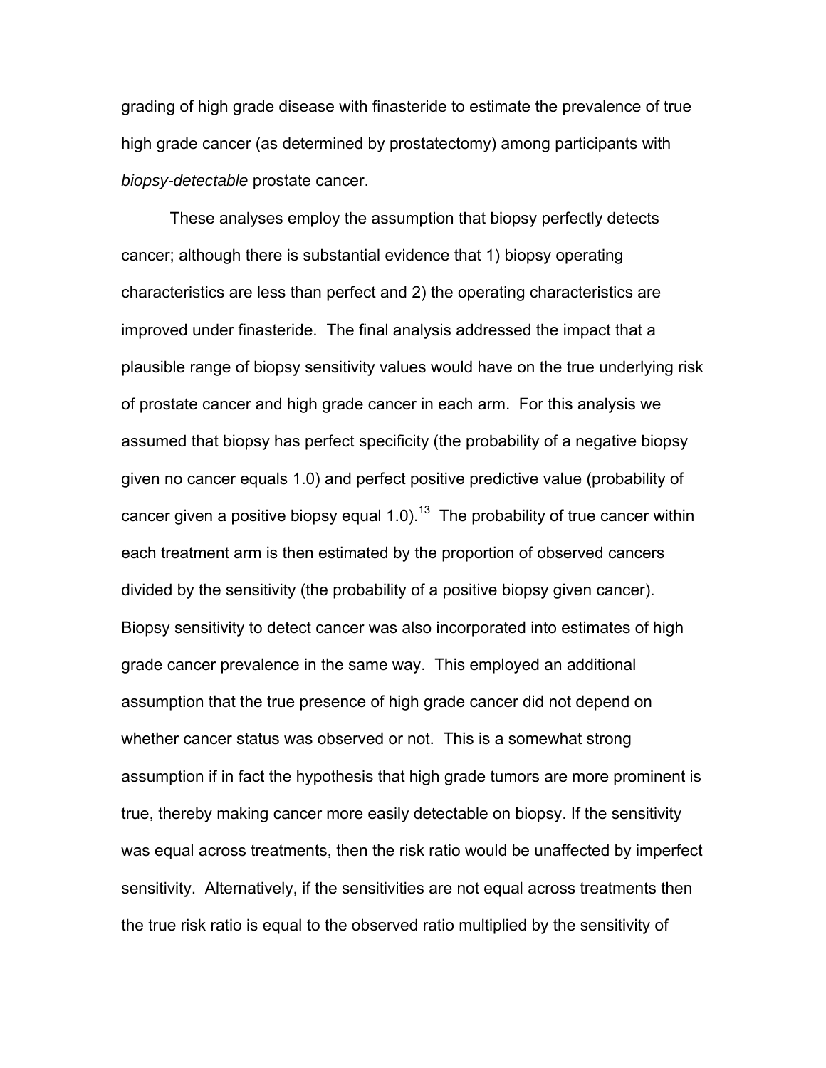grading of high grade disease with finasteride to estimate the prevalence of true high grade cancer (as determined by prostatectomy) among participants with *biopsy-detectable* prostate cancer.

These analyses employ the assumption that biopsy perfectly detects cancer; although there is substantial evidence that 1) biopsy operating characteristics are less than perfect and 2) the operating characteristics are improved under finasteride. The final analysis addressed the impact that a plausible range of biopsy sensitivity values would have on the true underlying risk of prostate cancer and high grade cancer in each arm. For this analysis we assumed that biopsy has perfect specificity (the probability of a negative biopsy given no cancer equals 1.0) and perfect positive predictive value (probability of cancer given a positive biopsy equal 1.0).[13] The probability of true cancer within each treatment arm is then estimated by the proportion of observed cancers divided by the sensitivity (the probability of a positive biopsy given cancer). Biopsy sensitivity to detect cancer was also incorporated into estimates of high grade cancer prevalence in the same way. This employed an additional assumption that the true presence of high grade cancer did not depend on whether cancer status was observed or not. This is a somewhat strong assumption if in fact the hypothesis that high grade tumors are more prominent is true, thereby making cancer more easily detectable on biopsy. If the sensitivity was equal across treatments, then the risk ratio would be unaffected by imperfect sensitivity. Alternatively, if the sensitivities are not equal across treatments then the true risk ratio is equal to the observed ratio multiplied by the sensitivity of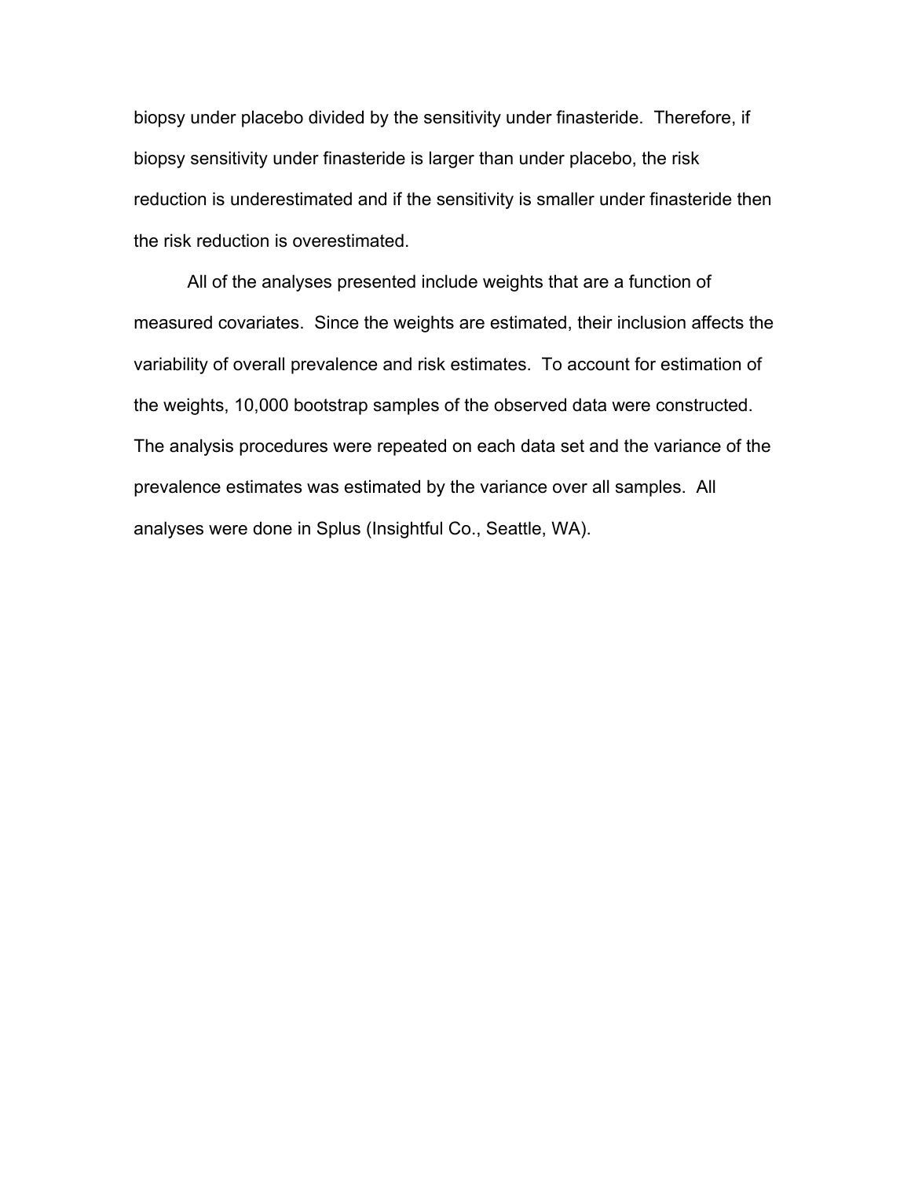biopsy under placebo divided by the sensitivity under finasteride. Therefore, if biopsy sensitivity under finasteride is larger than under placebo, the risk reduction is underestimated and if the sensitivity is smaller under finasteride then the risk reduction is overestimated.

All of the analyses presented include weights that are a function of measured covariates. Since the weights are estimated, their inclusion affects the variability of overall prevalence and risk estimates. To account for estimation of the weights, 10,000 bootstrap samples of the observed data were constructed. The analysis procedures were repeated on each data set and the variance of the prevalence estimates was estimated by the variance over all samples. All analyses were done in Splus (Insightful Co., Seattle, WA).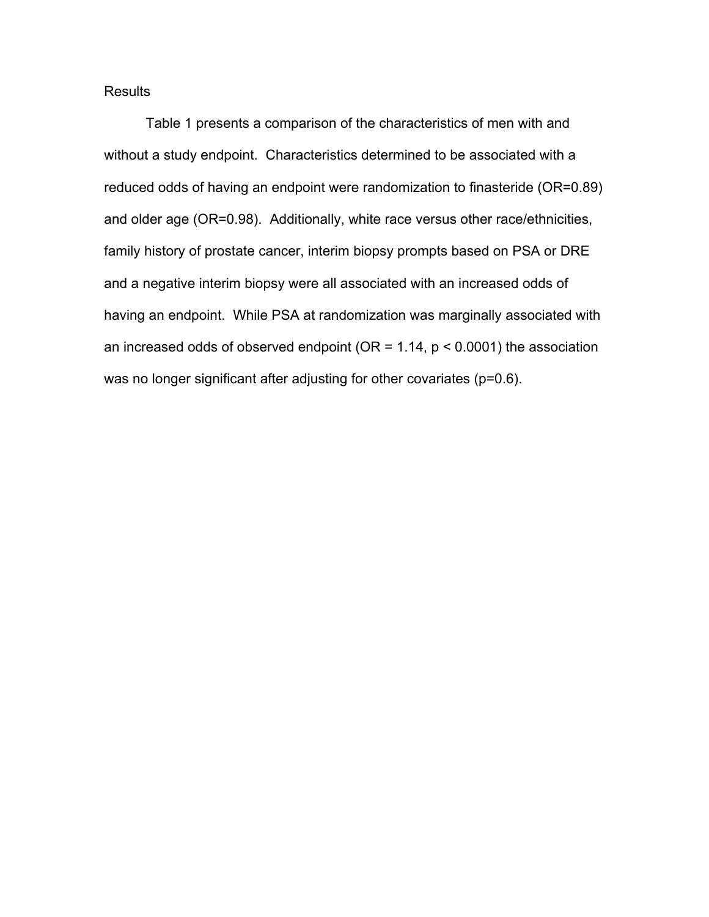## Results

Table 1 presents a comparison of the characteristics of men with and without a study endpoint. Characteristics determined to be associated with a reduced odds of having an endpoint were randomization to finasteride (OR=0.89) and older age (OR=0.98). Additionally, white race versus other race/ethnicities, family history of prostate cancer, interim biopsy prompts based on PSA or DRE and a negative interim biopsy were all associated with an increased odds of having an endpoint. While PSA at randomization was marginally associated with an increased odds of observed endpoint (OR = 1.14, $p < 0.0001$) the association was no longer significant after adjusting for other covariates ($p=0.6$).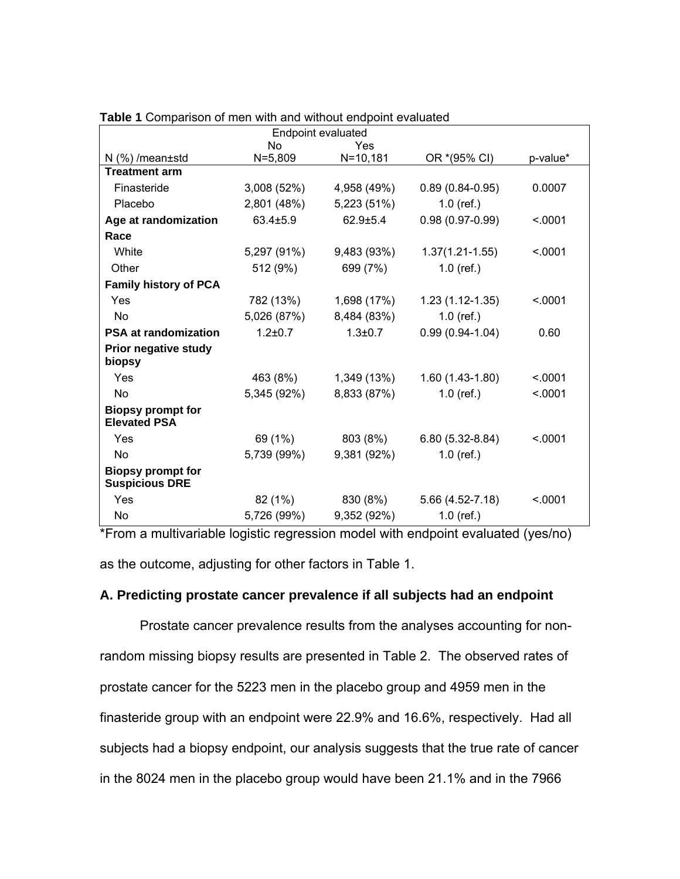**Table 1** Comparison of men with and without endpoint evaluated

| N (%) /mean±std | Endpoint evaluated No N=5,809 | Yes N=10,181 | OR *(95% CI) | p-value* |
|---|---|---|---|---|
| **Treatment arm** | | | | |
| Finasteride | 3,008 (52%) | 4,958 (49%) | 0.89 (0.84-0.95) | 0.0007 |
| Placebo | 2,801 (48%) | 5,223 (51%) | 1.0 (ref.) | |
| **Age at randomization** | 63.4±5.9 | 62.9±5.4 | 0.98 (0.97-0.99) | <.0001 |
| **Race** | | | | |
| White | 5,297 (91%) | 9,483 (93%) | 1.37(1.21-1.55) | <.0001 |
| Other | 512 (9%) | 699 (7%) | 1.0 (ref.) | |
| **Family history of PCA** | | | | |
| Yes | 782 (13%) | 1,698 (17%) | 1.23 (1.12-1.35) | <.0001 |
| No | 5,026 (87%) | 8,484 (83%) | 1.0 (ref.) | |
| **PSA at randomization** | 1.2±0.7 | 1.3±0.7 | 0.99 (0.94-1.04) | 0.60 |
| **Prior negative study biopsy** | | | | |
| Yes | 463 (8%) | 1,349 (13%) | 1.60 (1.43-1.80) | <.0001 |
| No | 5,345 (92%) | 8,833 (87%) | 1.0 (ref.) | <.0001 |
| **Biopsy prompt for Elevated PSA** | | | | |
| Yes | 69 (1%) | 803 (8%) | 6.80 (5.32-8.84) | <.0001 |
| No | 5,739 (99%) | 9,381 (92%) | 1.0 (ref.) | |
| **Biopsy prompt for Suspicious DRE** | | | | |
| Yes | 82 (1%) | 830 (8%) | 5.66 (4.52-7.18) | <.0001 |
| No | 5,726 (99%) | 9,352 (92%) | 1.0 (ref.) | |

*From a multivariable logistic regression model with endpoint evaluated (yes/no) as the outcome, adjusting for other factors in Table 1.

### A. Predicting prostate cancer prevalence if all subjects had an endpoint

Prostate cancer prevalence results from the analyses accounting for non-random missing biopsy results are presented in Table 2. The observed rates of prostate cancer for the 5223 men in the placebo group and 4959 men in the finasteride group with an endpoint were 22.9% and 16.6%, respectively. Had all subjects had a biopsy endpoint, our analysis suggests that the true rate of cancer in the 8024 men in the placebo group would have been 21.1% and in the 7966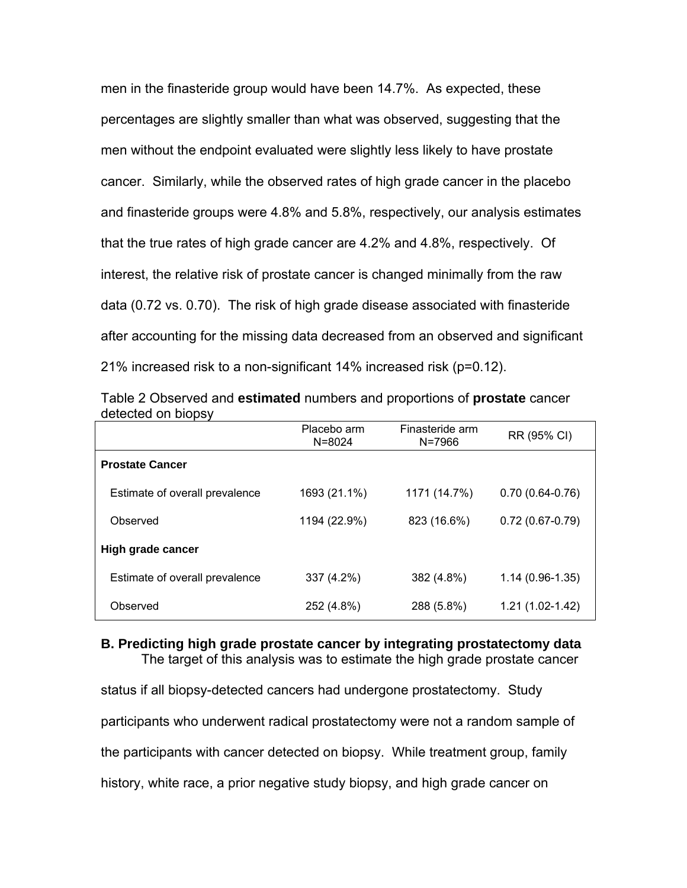men in the finasteride group would have been 14.7%. As expected, these percentages are slightly smaller than what was observed, suggesting that the men without the endpoint evaluated were slightly less likely to have prostate cancer. Similarly, while the observed rates of high grade cancer in the placebo and finasteride groups were 4.8% and 5.8%, respectively, our analysis estimates that the true rates of high grade cancer are 4.2% and 4.8%, respectively. Of interest, the relative risk of prostate cancer is changed minimally from the raw data (0.72 vs. 0.70). The risk of high grade disease associated with finasteride after accounting for the missing data decreased from an observed and significant 21% increased risk to a non-significant 14% increased risk (p=0.12).

Table 2 Observed and **estimated** numbers and proportions of **prostate** cancer detected on biopsy

| | Placebo arm N=8024 | Finasteride arm N=7966 | RR (95% CI) |
|---|---|---|---|
| **Prostate Cancer** | | | |
| Estimate of overall prevalence | 1693 (21.1%) | 1171 (14.7%) | 0.70 (0.64-0.76) |
| Observed | 1194 (22.9%) | 823 (16.6%) | 0.72 (0.67-0.79) |
| **High grade cancer** | | | |
| Estimate of overall prevalence | 337 (4.2%) | 382 (4.8%) | 1.14 (0.96-1.35) |
| Observed | 252 (4.8%) | 288 (5.8%) | 1.21 (1.02-1.42) |

### B. Predicting high grade prostate cancer by integrating prostatectomy data

The target of this analysis was to estimate the high grade prostate cancer status if all biopsy-detected cancers had undergone prostatectomy. Study participants who underwent radical prostatectomy were not a random sample of the participants with cancer detected on biopsy. While treatment group, family history, white race, a prior negative study biopsy, and high grade cancer on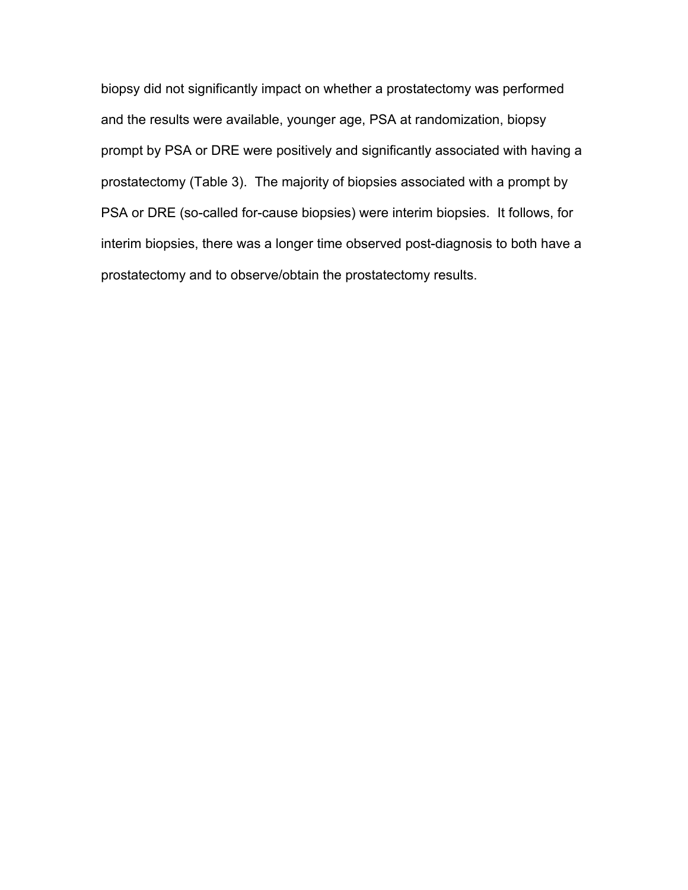biopsy did not significantly impact on whether a prostatectomy was performed and the results were available, younger age, PSA at randomization, biopsy prompt by PSA or DRE were positively and significantly associated with having a prostatectomy (Table 3). The majority of biopsies associated with a prompt by PSA or DRE (so-called for-cause biopsies) were interim biopsies. It follows, for interim biopsies, there was a longer time observed post-diagnosis to both have a prostatectomy and to observe/obtain the prostatectomy results.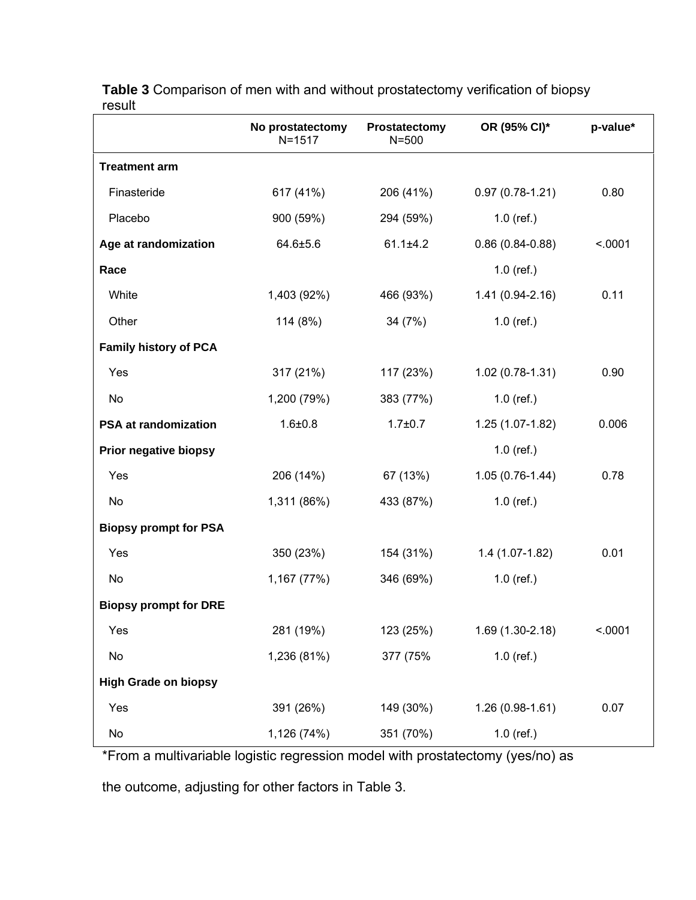**Table 3** Comparison of men with and without prostatectomy verification of biopsy result

| | No prostatectomy N=1517 | Prostatectomy N=500 | OR (95% CI)* | p-value* |
|---|---|---|---|---|
| **Treatment arm** | | | | |
| Finasteride | 617 (41%) | 206 (41%) | 0.97 (0.78-1.21) | 0.80 |
| Placebo | 900 (59%) | 294 (59%) | 1.0 (ref.) | |
| **Age at randomization** | 64.6±5.6 | 61.1±4.2 | 0.86 (0.84-0.88) | <.0001 |
| **Race** | | | 1.0 (ref.) | |
| White | 1,403 (92%) | 466 (93%) | 1.41 (0.94-2.16) | 0.11 |
| Other | 114 (8%) | 34 (7%) | 1.0 (ref.) | |
| **Family history of PCA** | | | | |
| Yes | 317 (21%) | 117 (23%) | 1.02 (0.78-1.31) | 0.90 |
| No | 1,200 (79%) | 383 (77%) | 1.0 (ref.) | |
| **PSA at randomization** | 1.6±0.8 | 1.7±0.7 | 1.25 (1.07-1.82) | 0.006 |
| **Prior negative biopsy** | | | 1.0 (ref.) | |
| Yes | 206 (14%) | 67 (13%) | 1.05 (0.76-1.44) | 0.78 |
| No | 1,311 (86%) | 433 (87%) | 1.0 (ref.) | |
| **Biopsy prompt for PSA** | | | | |
| Yes | 350 (23%) | 154 (31%) | 1.4 (1.07-1.82) | 0.01 |
| No | 1,167 (77%) | 346 (69%) | 1.0 (ref.) | |
| **Biopsy prompt for DRE** | | | | |
| Yes | 281 (19%) | 123 (25%) | 1.69 (1.30-2.18) | <.0001 |
| No | 1,236 (81%) | 377 (75% | 1.0 (ref.) | |
| **High Grade on biopsy** | | | | |
| Yes | 391 (26%) | 149 (30%) | 1.26 (0.98-1.61) | 0.07 |
| No | 1,126 (74%) | 351 (70%) | 1.0 (ref.) | |

*From a multivariable logistic regression model with prostatectomy (yes/no) as the outcome, adjusting for other factors in Table 3.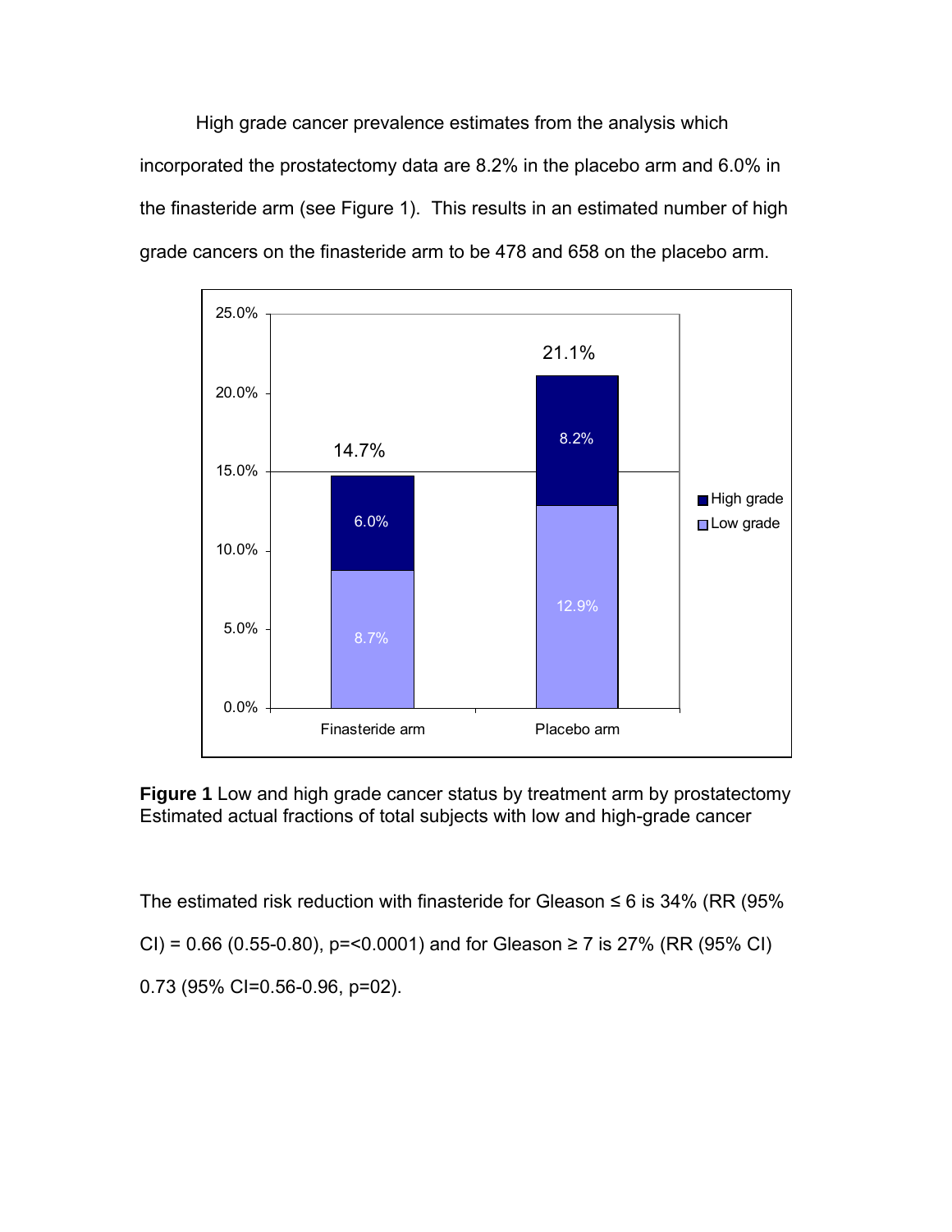High grade cancer prevalence estimates from the analysis which incorporated the prostatectomy data are 8.2% in the placebo arm and 6.0% in the finasteride arm (see Figure 1). This results in an estimated number of high grade cancers on the finasteride arm to be 478 and 658 on the placebo arm.

**Figure 1** Low and high grade cancer status by treatment arm by prostatectomy Estimated actual fractions of total subjects with low and high-grade cancer

The estimated risk reduction with finasteride for Gleason ≤ 6 is 34% (RR (95% CI) = 0.66 (0.55-0.80), p=<0.0001) and for Gleason ≥ 7 is 27% (RR (95% CI) 0.73 (95% CI=0.56-0.96, p=02).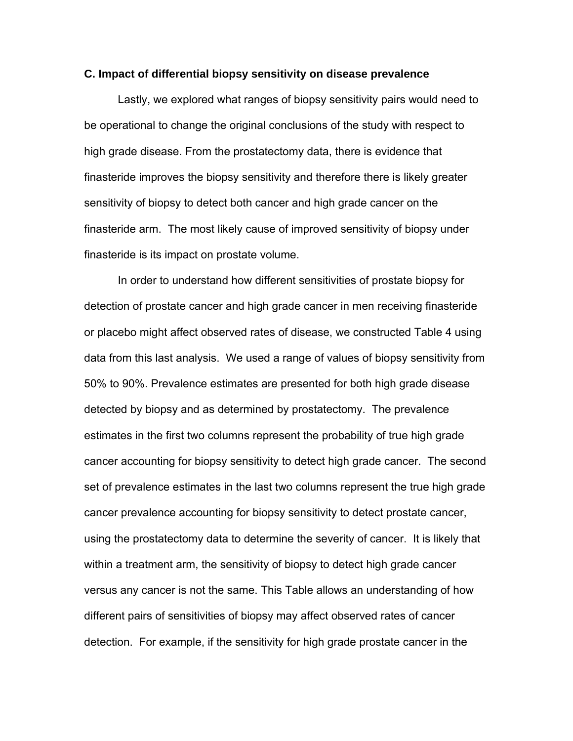### C. Impact of differential biopsy sensitivity on disease prevalence

Lastly, we explored what ranges of biopsy sensitivity pairs would need to be operational to change the original conclusions of the study with respect to high grade disease. From the prostatectomy data, there is evidence that finasteride improves the biopsy sensitivity and therefore there is likely greater sensitivity of biopsy to detect both cancer and high grade cancer on the finasteride arm. The most likely cause of improved sensitivity of biopsy under finasteride is its impact on prostate volume.

In order to understand how different sensitivities of prostate biopsy for detection of prostate cancer and high grade cancer in men receiving finasteride or placebo might affect observed rates of disease, we constructed Table 4 using data from this last analysis. We used a range of values of biopsy sensitivity from 50% to 90%. Prevalence estimates are presented for both high grade disease detected by biopsy and as determined by prostatectomy. The prevalence estimates in the first two columns represent the probability of true high grade cancer accounting for biopsy sensitivity to detect high grade cancer. The second set of prevalence estimates in the last two columns represent the true high grade cancer prevalence accounting for biopsy sensitivity to detect prostate cancer, using the prostatectomy data to determine the severity of cancer. It is likely that within a treatment arm, the sensitivity of biopsy to detect high grade cancer versus any cancer is not the same. This Table allows an understanding of how different pairs of sensitivities of biopsy may affect observed rates of cancer detection. For example, if the sensitivity for high grade prostate cancer in the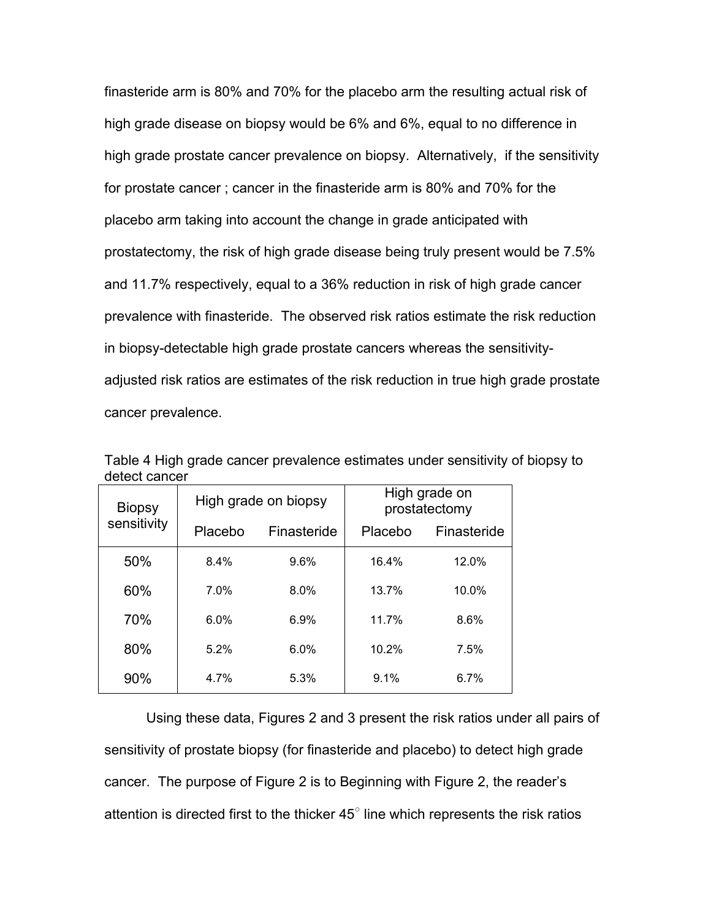finasteride arm is 80% and 70% for the placebo arm the resulting actual risk of high grade disease on biopsy would be 6% and 6%, equal to no difference in high grade prostate cancer prevalence on biopsy. Alternatively, if the sensitivity for prostate cancer ; cancer in the finasteride arm is 80% and 70% for the placebo arm taking into account the change in grade anticipated with prostatectomy, the risk of high grade disease being truly present would be 7.5% and 11.7% respectively, equal to a 36% reduction in risk of high grade cancer prevalence with finasteride. The observed risk ratios estimate the risk reduction in biopsy-detectable high grade prostate cancers whereas the sensitivity-adjusted risk ratios are estimates of the risk reduction in true high grade prostate cancer prevalence.

Table 4 High grade cancer prevalence estimates under sensitivity of biopsy to detect cancer

| Biopsy sensitivity | High grade on biopsy | | High grade on prostatectomy | |
|---|---|---|---|---|
| | Placebo | Finasteride | Placebo | Finasteride |
| 50% | 8.4% | 9.6% | 16.4% | 12.0% |
| 60% | 7.0% | 8.0% | 13.7% | 10.0% |
| 70% | 6.0% | 6.9% | 11.7% | 8.6% |
| 80% | 5.2% | 6.0% | 10.2% | 7.5% |
| 90% | 4.7% | 5.3% | 9.1% | 6.7% |

Using these data, Figures 2 and 3 present the risk ratios under all pairs of sensitivity of prostate biopsy (for finasteride and placebo) to detect high grade cancer. The purpose of Figure 2 is to Beginning with Figure 2, the reader's attention is directed first to the thicker 45° line which represents the risk ratios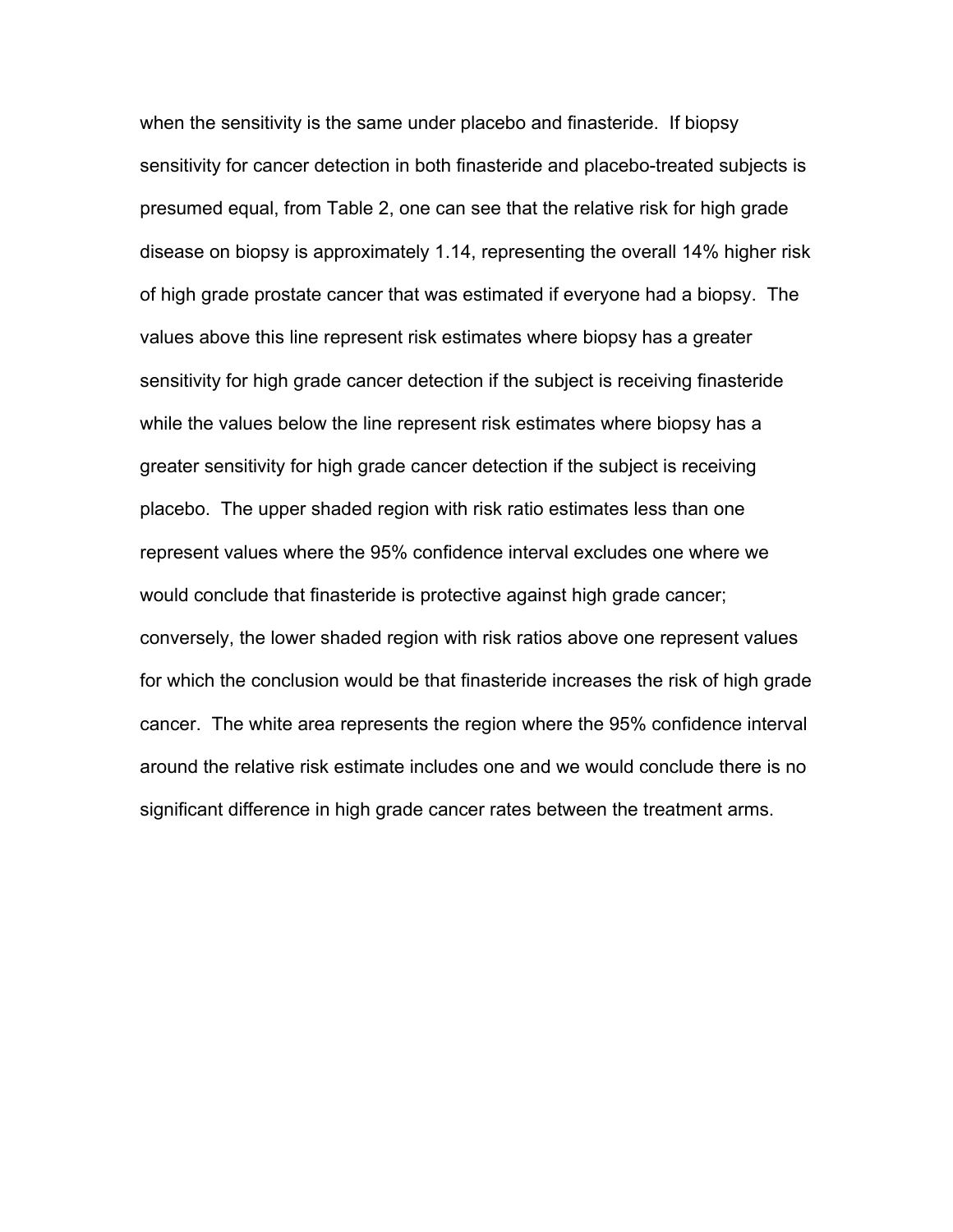when the sensitivity is the same under placebo and finasteride. If biopsy sensitivity for cancer detection in both finasteride and placebo-treated subjects is presumed equal, from Table 2, one can see that the relative risk for high grade disease on biopsy is approximately 1.14, representing the overall 14% higher risk of high grade prostate cancer that was estimated if everyone had a biopsy. The values above this line represent risk estimates where biopsy has a greater sensitivity for high grade cancer detection if the subject is receiving finasteride while the values below the line represent risk estimates where biopsy has a greater sensitivity for high grade cancer detection if the subject is receiving placebo. The upper shaded region with risk ratio estimates less than one represent values where the 95% confidence interval excludes one where we would conclude that finasteride is protective against high grade cancer; conversely, the lower shaded region with risk ratios above one represent values for which the conclusion would be that finasteride increases the risk of high grade cancer. The white area represents the region where the 95% confidence interval around the relative risk estimate includes one and we would conclude there is no significant difference in high grade cancer rates between the treatment arms.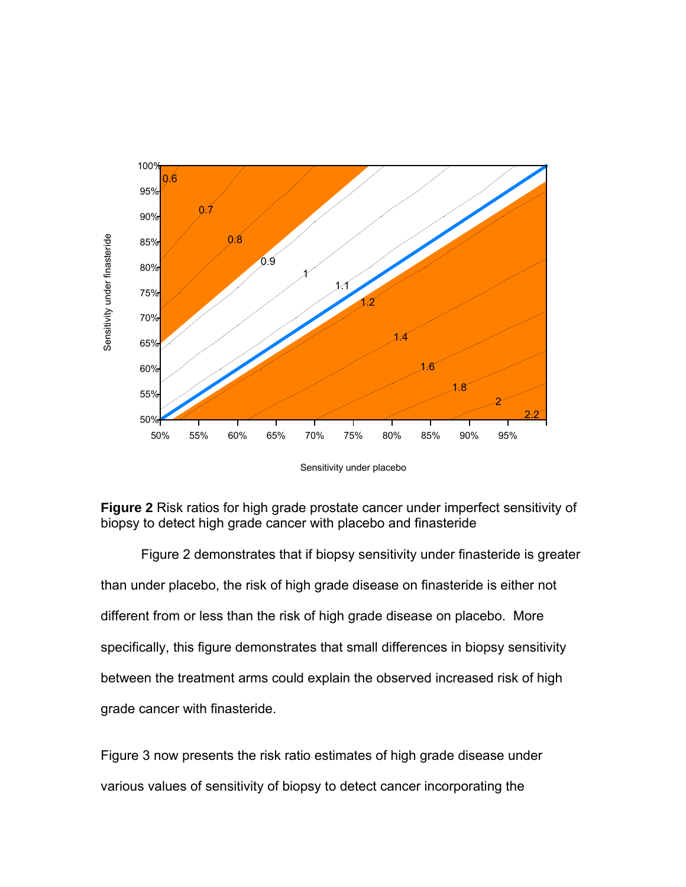**Figure 2** Risk ratios for high grade prostate cancer under imperfect sensitivity of biopsy to detect high grade cancer with placebo and finasteride

Figure 2 demonstrates that if biopsy sensitivity under finasteride is greater than under placebo, the risk of high grade disease on finasteride is either not different from or less than the risk of high grade disease on placebo. More specifically, this figure demonstrates that small differences in biopsy sensitivity between the treatment arms could explain the observed increased risk of high grade cancer with finasteride.

Figure 3 now presents the risk ratio estimates of high grade disease under various values of sensitivity of biopsy to detect cancer incorporating the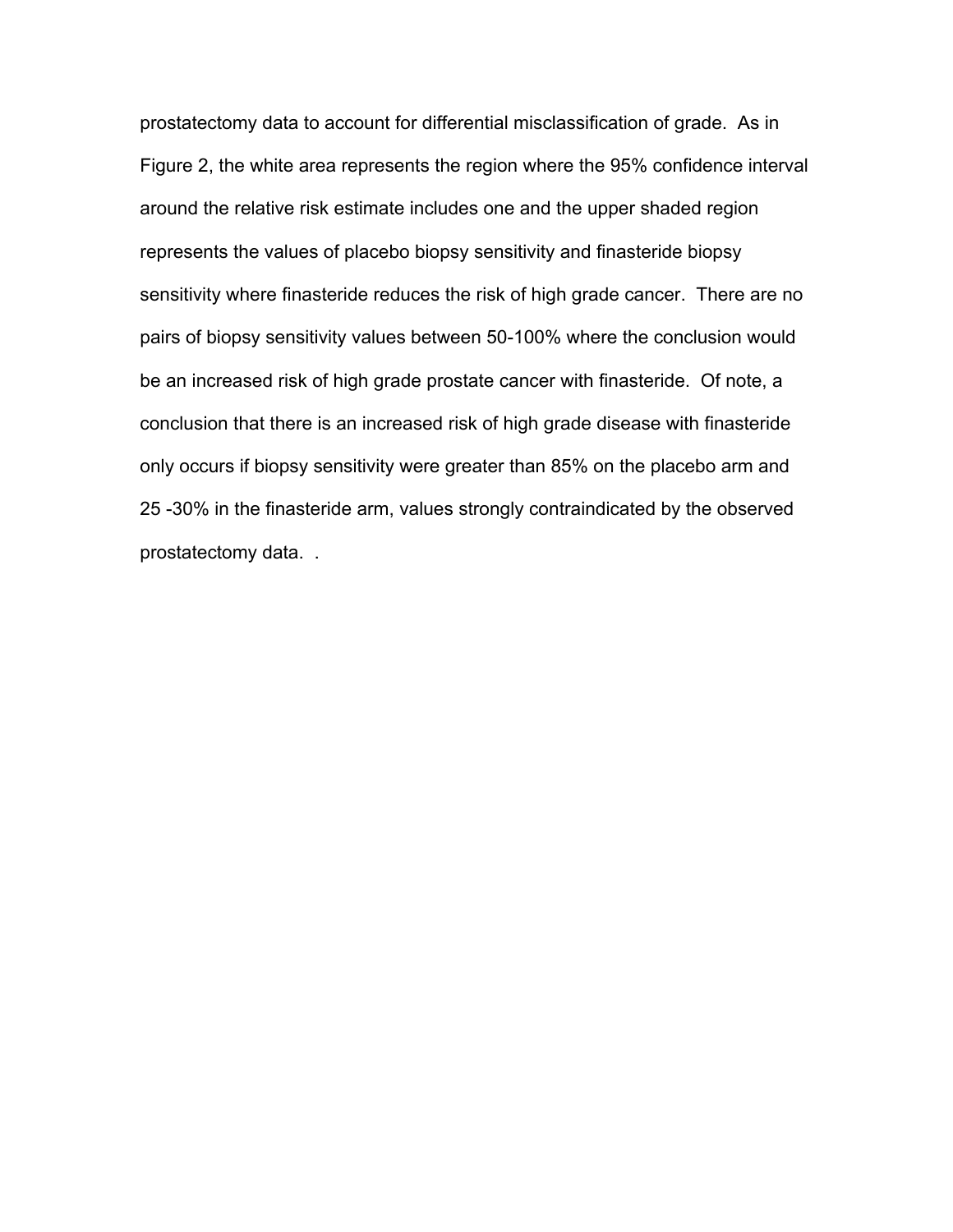prostatectomy data to account for differential misclassification of grade. As in Figure 2, the white area represents the region where the 95% confidence interval around the relative risk estimate includes one and the upper shaded region represents the values of placebo biopsy sensitivity and finasteride biopsy sensitivity where finasteride reduces the risk of high grade cancer. There are no pairs of biopsy sensitivity values between 50-100% where the conclusion would be an increased risk of high grade prostate cancer with finasteride. Of note, a conclusion that there is an increased risk of high grade disease with finasteride only occurs if biopsy sensitivity were greater than 85% on the placebo arm and 25 -30% in the finasteride arm, values strongly contraindicated by the observed prostatectomy data. .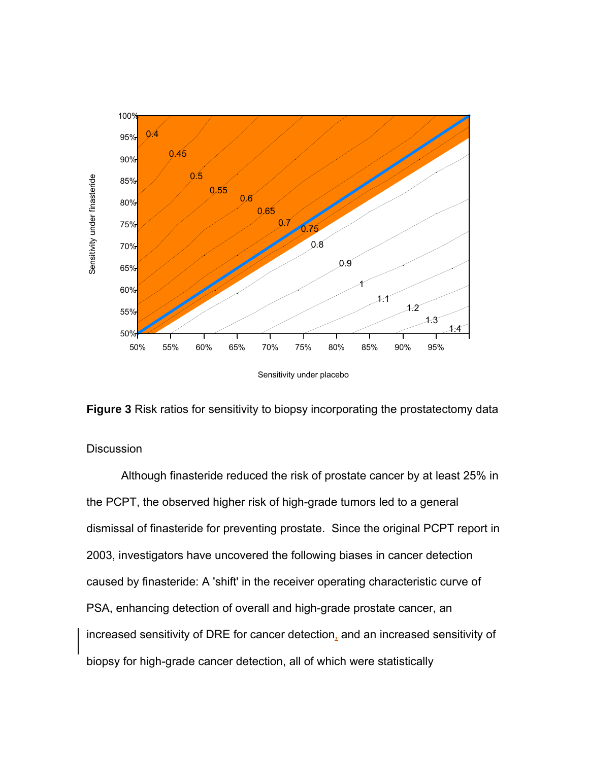**Figure 3** Risk ratios for sensitivity to biopsy incorporating the prostatectomy data

Discussion

Although finasteride reduced the risk of prostate cancer by at least 25% in the PCPT, the observed higher risk of high-grade tumors led to a general dismissal of finasteride for preventing prostate. Since the original PCPT report in 2003, investigators have uncovered the following biases in cancer detection caused by finasteride: A 'shift' in the receiver operating characteristic curve of PSA, enhancing detection of overall and high-grade prostate cancer, an increased sensitivity of DRE for cancer detection, and an increased sensitivity of biopsy for high-grade cancer detection, all of which were statistically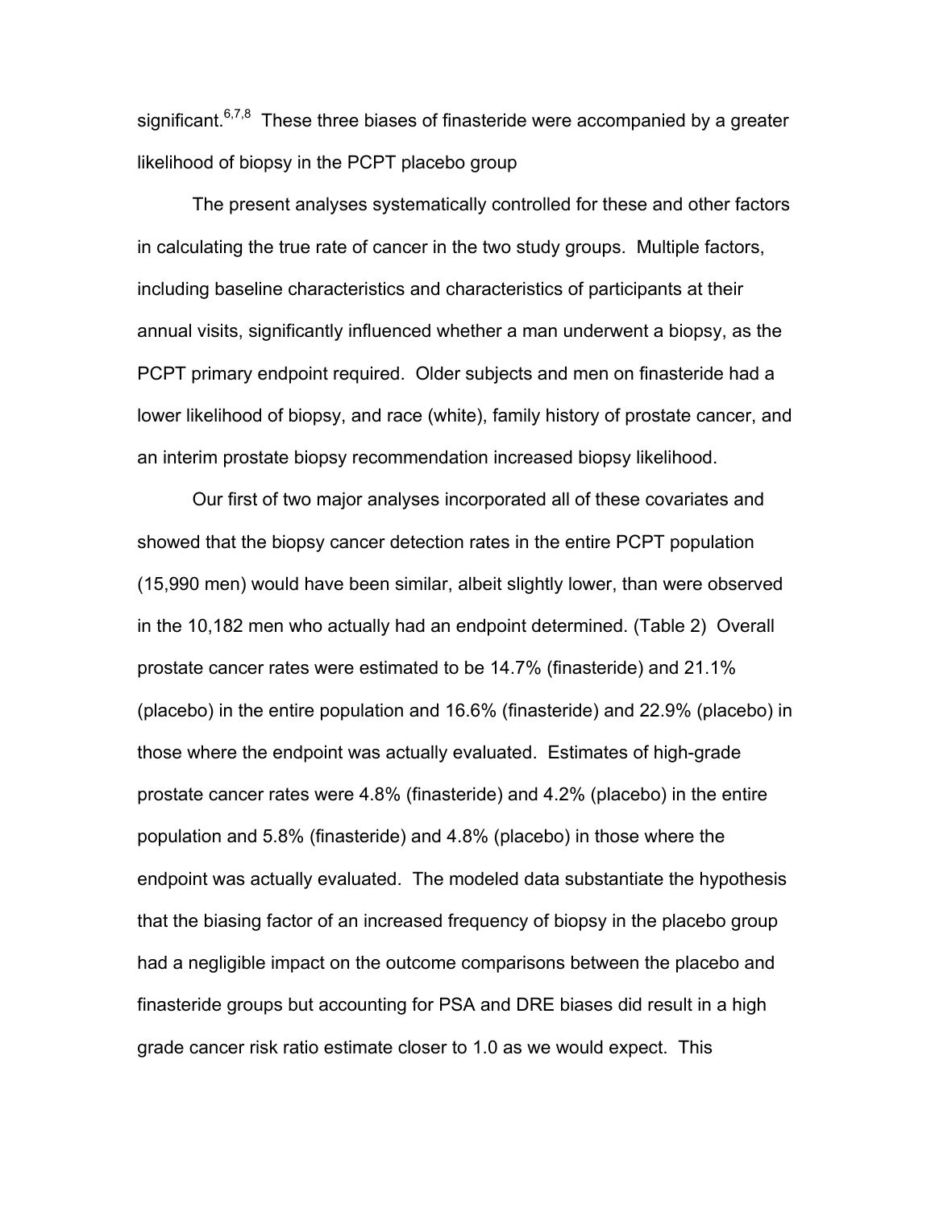significant.[6,7,8] These three biases of finasteride were accompanied by a greater likelihood of biopsy in the PCPT placebo group

The present analyses systematically controlled for these and other factors in calculating the true rate of cancer in the two study groups. Multiple factors, including baseline characteristics and characteristics of participants at their annual visits, significantly influenced whether a man underwent a biopsy, as the PCPT primary endpoint required. Older subjects and men on finasteride had a lower likelihood of biopsy, and race (white), family history of prostate cancer, and an interim prostate biopsy recommendation increased biopsy likelihood.

Our first of two major analyses incorporated all of these covariates and showed that the biopsy cancer detection rates in the entire PCPT population (15,990 men) would have been similar, albeit slightly lower, than were observed in the 10,182 men who actually had an endpoint determined. (Table 2) Overall prostate cancer rates were estimated to be 14.7% (finasteride) and 21.1% (placebo) in the entire population and 16.6% (finasteride) and 22.9% (placebo) in those where the endpoint was actually evaluated. Estimates of high-grade prostate cancer rates were 4.8% (finasteride) and 4.2% (placebo) in the entire population and 5.8% (finasteride) and 4.8% (placebo) in those where the endpoint was actually evaluated. The modeled data substantiate the hypothesis that the biasing factor of an increased frequency of biopsy in the placebo group had a negligible impact on the outcome comparisons between the placebo and finasteride groups but accounting for PSA and DRE biases did result in a high grade cancer risk ratio estimate closer to 1.0 as we would expect. This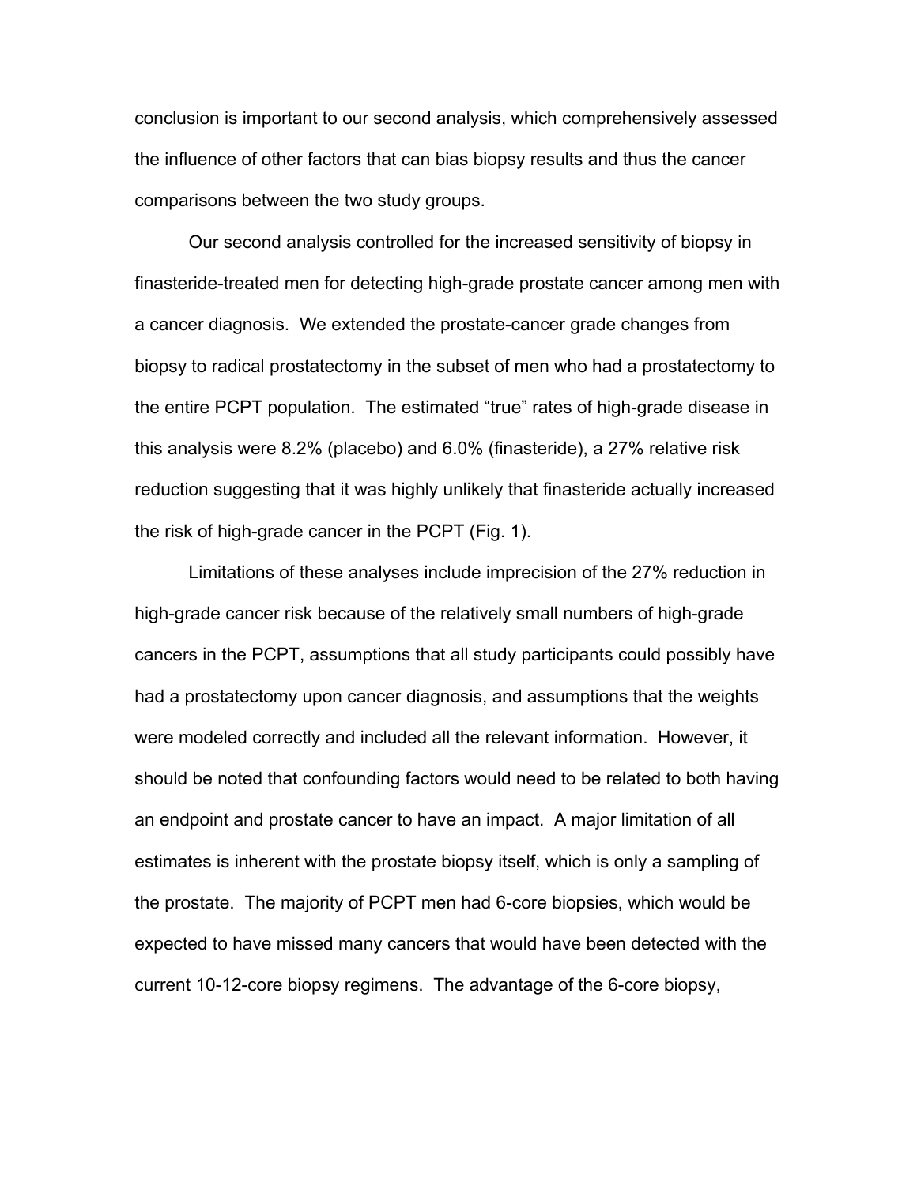conclusion is important to our second analysis, which comprehensively assessed the influence of other factors that can bias biopsy results and thus the cancer comparisons between the two study groups.

Our second analysis controlled for the increased sensitivity of biopsy in finasteride-treated men for detecting high-grade prostate cancer among men with a cancer diagnosis. We extended the prostate-cancer grade changes from biopsy to radical prostatectomy in the subset of men who had a prostatectomy to the entire PCPT population. The estimated "true" rates of high-grade disease in this analysis were 8.2% (placebo) and 6.0% (finasteride), a 27% relative risk reduction suggesting that it was highly unlikely that finasteride actually increased the risk of high-grade cancer in the PCPT (Fig. 1).

Limitations of these analyses include imprecision of the 27% reduction in high-grade cancer risk because of the relatively small numbers of high-grade cancers in the PCPT, assumptions that all study participants could possibly have had a prostatectomy upon cancer diagnosis, and assumptions that the weights were modeled correctly and included all the relevant information. However, it should be noted that confounding factors would need to be related to both having an endpoint and prostate cancer to have an impact. A major limitation of all estimates is inherent with the prostate biopsy itself, which is only a sampling of the prostate. The majority of PCPT men had 6-core biopsies, which would be expected to have missed many cancers that would have been detected with the current 10-12-core biopsy regimens. The advantage of the 6-core biopsy,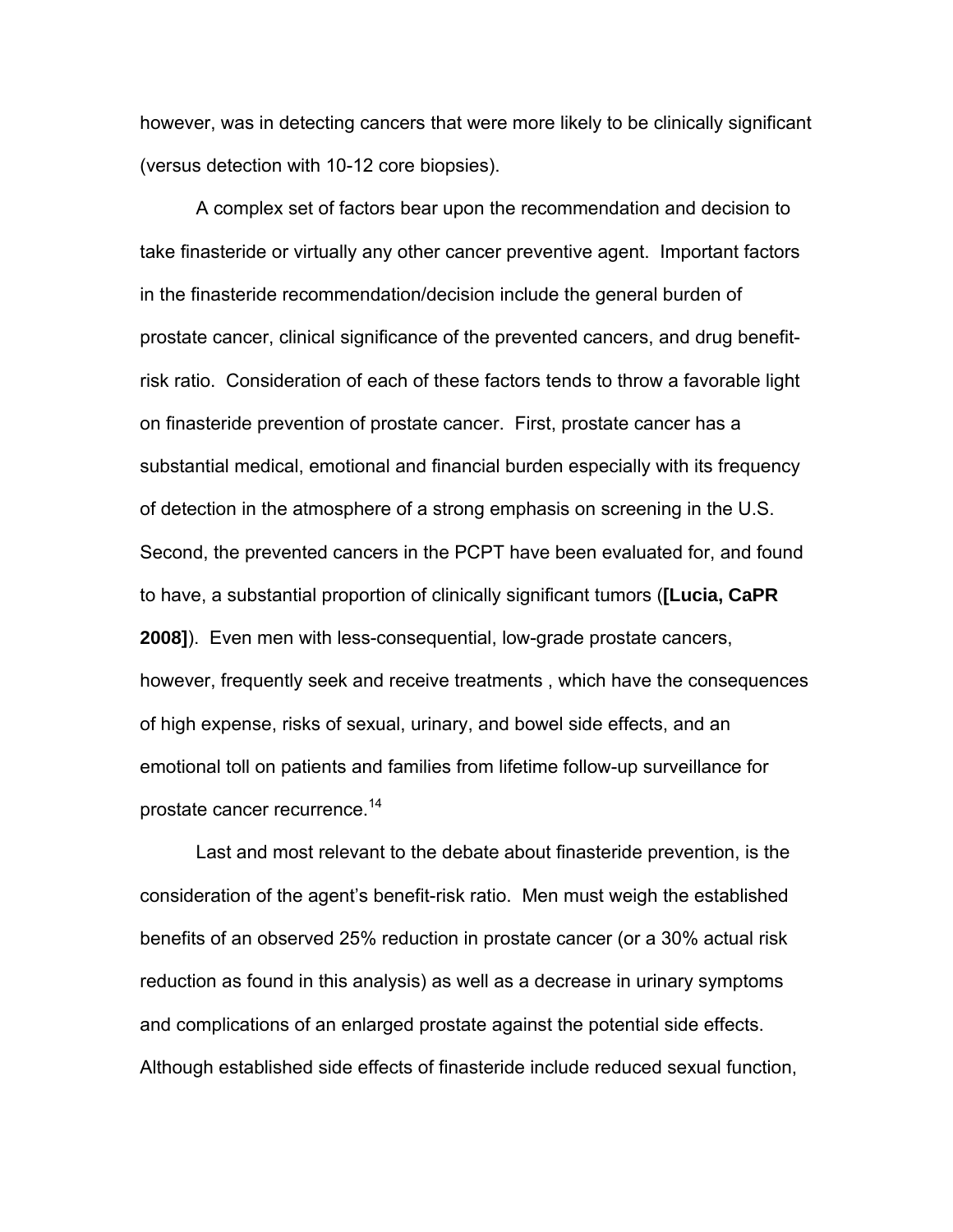however, was in detecting cancers that were more likely to be clinically significant (versus detection with 10-12 core biopsies).

A complex set of factors bear upon the recommendation and decision to take finasteride or virtually any other cancer preventive agent. Important factors in the finasteride recommendation/decision include the general burden of prostate cancer, clinical significance of the prevented cancers, and drug benefit-risk ratio. Consideration of each of these factors tends to throw a favorable light on finasteride prevention of prostate cancer. First, prostate cancer has a substantial medical, emotional and financial burden especially with its frequency of detection in the atmosphere of a strong emphasis on screening in the U.S. Second, the prevented cancers in the PCPT have been evaluated for, and found to have, a substantial proportion of clinically significant tumors (**[Lucia, CaPR 2008]**). Even men with less-consequential, low-grade prostate cancers, however, frequently seek and receive treatments , which have the consequences of high expense, risks of sexual, urinary, and bowel side effects, and an emotional toll on patients and families from lifetime follow-up surveillance for prostate cancer recurrence.[14]

Last and most relevant to the debate about finasteride prevention, is the consideration of the agent's benefit-risk ratio. Men must weigh the established benefits of an observed 25% reduction in prostate cancer (or a 30% actual risk reduction as found in this analysis) as well as a decrease in urinary symptoms and complications of an enlarged prostate against the potential side effects. Although established side effects of finasteride include reduced sexual function,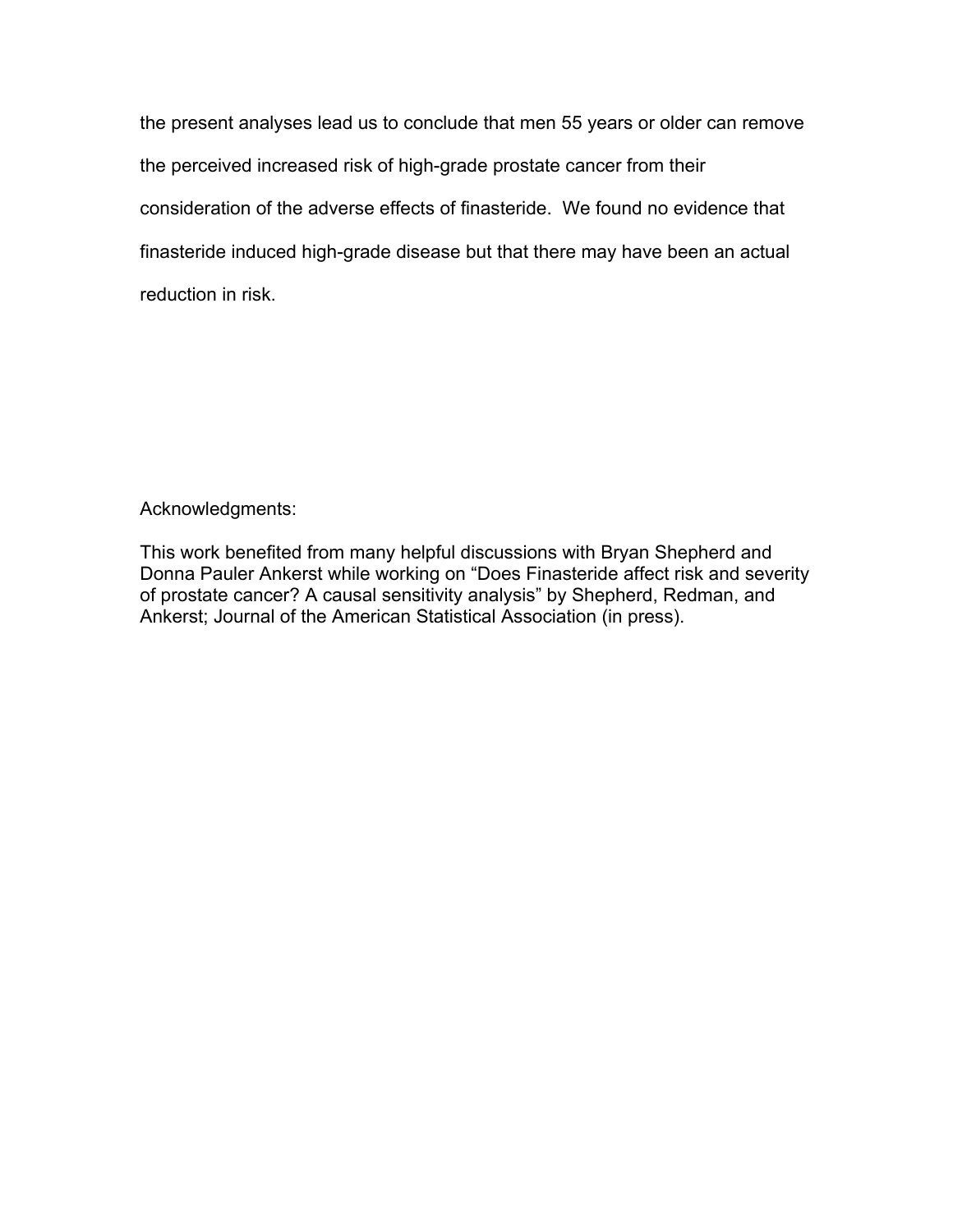the present analyses lead us to conclude that men 55 years or older can remove the perceived increased risk of high-grade prostate cancer from their consideration of the adverse effects of finasteride. We found no evidence that finasteride induced high-grade disease but that there may have been an actual reduction in risk.

Acknowledgments:

This work benefited from many helpful discussions with Bryan Shepherd and Donna Pauler Ankerst while working on “Does Finasteride affect risk and severity of prostate cancer? A causal sensitivity analysis” by Shepherd, Redman, and Ankerst; Journal of the American Statistical Association (in press).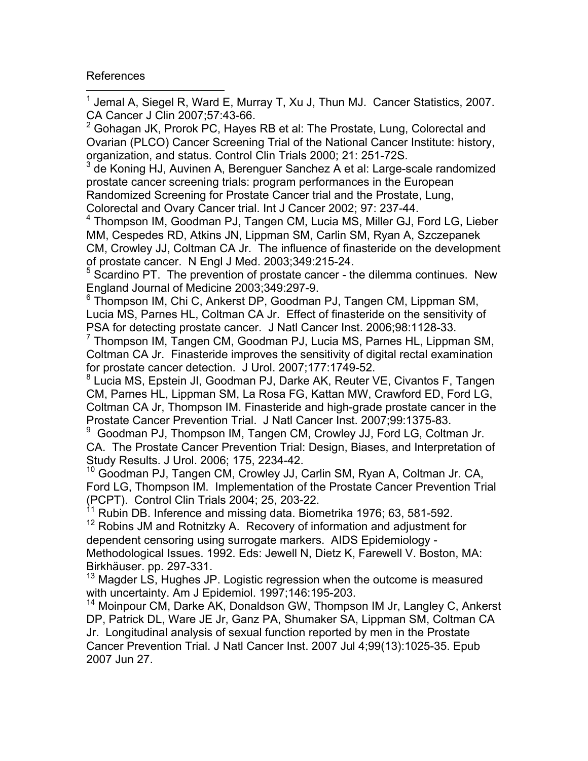References

[1] Jemal A, Siegel R, Ward E, Murray T, Xu J, Thun MJ. Cancer Statistics, 2007. CA Cancer J Clin 2007;57:43-66.
[2] Gohagan JK, Prorok PC, Hayes RB et al: The Prostate, Lung, Colorectal and Ovarian (PLCO) Cancer Screening Trial of the National Cancer Institute: history, organization, and status. Control Clin Trials 2000; 21: 251-72S.
[3] de Koning HJ, Auvinen A, Berenguer Sanchez A et al: Large-scale randomized prostate cancer screening trials: program performances in the European Randomized Screening for Prostate Cancer trial and the Prostate, Lung, Colorectal and Ovary Cancer trial. Int J Cancer 2002; 97: 237-44.
[4] Thompson IM, Goodman PJ, Tangen CM, Lucia MS, Miller GJ, Ford LG, Lieber MM, Cespedes RD, Atkins JN, Lippman SM, Carlin SM, Ryan A, Szczepanek CM, Crowley JJ, Coltman CA Jr. The influence of finasteride on the development of prostate cancer. N Engl J Med. 2003;349:215-24.
[5] Scardino PT. The prevention of prostate cancer - the dilemma continues. New England Journal of Medicine 2003;349:297-9.
[6] Thompson IM, Chi C, Ankerst DP, Goodman PJ, Tangen CM, Lippman SM, Lucia MS, Parnes HL, Coltman CA Jr. Effect of finasteride on the sensitivity of PSA for detecting prostate cancer. J Natl Cancer Inst. 2006;98:1128-33.
[7] Thompson IM, Tangen CM, Goodman PJ, Lucia MS, Parnes HL, Lippman SM, Coltman CA Jr. Finasteride improves the sensitivity of digital rectal examination for prostate cancer detection. J Urol. 2007;177:1749-52.
[8] Lucia MS, Epstein JI, Goodman PJ, Darke AK, Reuter VE, Civantos F, Tangen CM, Parnes HL, Lippman SM, La Rosa FG, Kattan MW, Crawford ED, Ford LG, Coltman CA Jr, Thompson IM. Finasteride and high-grade prostate cancer in the Prostate Cancer Prevention Trial. J Natl Cancer Inst. 2007;99:1375-83.
[9] Goodman PJ, Thompson IM, Tangen CM, Crowley JJ, Ford LG, Coltman Jr. CA. The Prostate Cancer Prevention Trial: Design, Biases, and Interpretation of Study Results. J Urol. 2006; 175, 2234-42.
[10] Goodman PJ, Tangen CM, Crowley JJ, Carlin SM, Ryan A, Coltman Jr. CA, Ford LG, Thompson IM. Implementation of the Prostate Cancer Prevention Trial (PCPT). Control Clin Trials 2004; 25, 203-22.
[11] Rubin DB. Inference and missing data. Biometrika 1976; 63, 581-592.
[12] Robins JM and Rotnitzky A. Recovery of information and adjustment for dependent censoring using surrogate markers. AIDS Epidemiology - Methodological Issues. 1992. Eds: Jewell N, Dietz K, Farewell V. Boston, MA: Birkhäuser. pp. 297-331.
[13] Magder LS, Hughes JP. Logistic regression when the outcome is measured with uncertainty. Am J Epidemiol. 1997;146:195-203.
[14] Moinpour CM, Darke AK, Donaldson GW, Thompson IM Jr, Langley C, Ankerst DP, Patrick DL, Ware JE Jr, Ganz PA, Shumaker SA, Lippman SM, Coltman CA Jr. Longitudinal analysis of sexual function reported by men in the Prostate Cancer Prevention Trial. J Natl Cancer Inst. 2007 Jul 4;99(13):1025-35. Epub 2007 Jun 27.